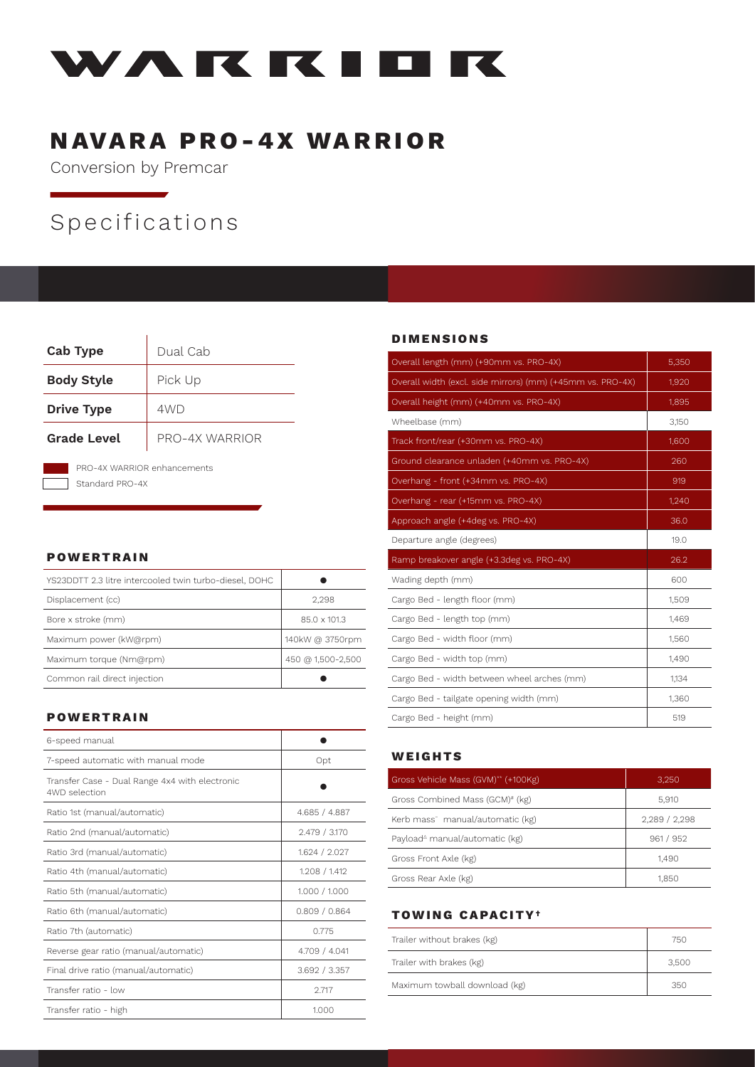# WARRIOR

# NAVARA PRO-4X WARRIOR

Conversion by Premcar

## Specifications

| Cab Type | Dual Cab |
|---|---|
| **Body Style** | Pick Up |
| **Drive Type** | 4WD |
| **Grade Level** | PRO-4X WARRIOR |

PRO-4X WARRIOR enhancements

Standard PRO-4X

### POWERTRAIN

| | |
|---|---|
| YS23DDTT 2.3 litre intercooled twin turbo-diesel, DOHC | ● |
| Displacement (cc) | 2,298 |
| Bore x stroke (mm) | 85.0 x 101.3 |
| Maximum power (kW@rpm) | 140kW @ 3750rpm |
| Maximum torque (Nm@rpm) | 450 @ 1,500-2,500 |
| Common rail direct injection | ● |

### POWERTRAIN

| | |
|---|---|
| 6-speed manual | ● |
| 7-speed automatic with manual mode | Opt |
| Transfer Case - Dual Range 4x4 with electronic 4WD selection | ● |
| Ratio 1st (manual/automatic) | 4.685 / 4.887 |
| Ratio 2nd (manual/automatic) | 2.479 / 3.170 |
| Ratio 3rd (manual/automatic) | 1.624 / 2.027 |
| Ratio 4th (manual/automatic) | 1.208 / 1.412 |
| Ratio 5th (manual/automatic) | 1.000 / 1.000 |
| Ratio 6th (manual/automatic) | 0.809 / 0.864 |
| Ratio 7th (automatic) | 0.775 |
| Reverse gear ratio (manual/automatic) | 4.709 / 4.041 |
| Final drive ratio (manual/automatic) | 3.692 / 3.357 |
| Transfer ratio - low | 2.717 |
| Transfer ratio - high | 1.000 |

### DIMENSIONS

| | |
|---|---|
| Overall length (mm) (+90mm vs. PRO-4X) | 5,350 |
| Overall width (excl. side mirrors) (mm) (+45mm vs. PRO-4X) | 1,920 |
| Overall height (mm) (+40mm vs. PRO-4X) | 1,895 |
| Wheelbase (mm) | 3,150 |
| Track front/rear (+30mm vs. PRO-4X) | 1,600 |
| Ground clearance unladen (+40mm vs. PRO-4X) | 260 |
| Overhang - front (+34mm vs. PRO-4X) | 919 |
| Overhang - rear (+15mm vs. PRO-4X) | 1,240 |
| Approach angle (+4deg vs. PRO-4X) | 36.0 |
| Departure angle (degrees) | 19.0 |
| Ramp breakover angle (+3.3deg vs. PRO-4X) | 26.2 |
| Wading depth (mm) | 600 |
| Cargo Bed - length floor (mm) | 1,509 |
| Cargo Bed - length top (mm) | 1,469 |
| Cargo Bed - width floor (mm) | 1,560 |
| Cargo Bed - width top (mm) | 1,490 |
| Cargo Bed - width between wheel arches (mm) | 1,134 |
| Cargo Bed - tailgate opening width (mm) | 1,360 |
| Cargo Bed - height (mm) | 519 |

### WEIGHTS

| | |
|---|---|
| Gross Vehicle Mass (GVM)** (+100Kg) | 3,250 |
| Gross Combined Mass (GCM)# (kg) | 5,910 |
| Kerb mass^ manual/automatic (kg) | 2,289 / 2,298 |
| Payload^Δ manual/automatic (kg) | 961 / 952 |
| Gross Front Axle (kg) | 1,490 |
| Gross Rear Axle (kg) | 1,850 |

### TOWING CAPACITY†

| | |
|---|---|
| Trailer without brakes (kg) | 750 |
| Trailer with brakes (kg) | 3,500 |
| Maximum towball download (kg) | 350 |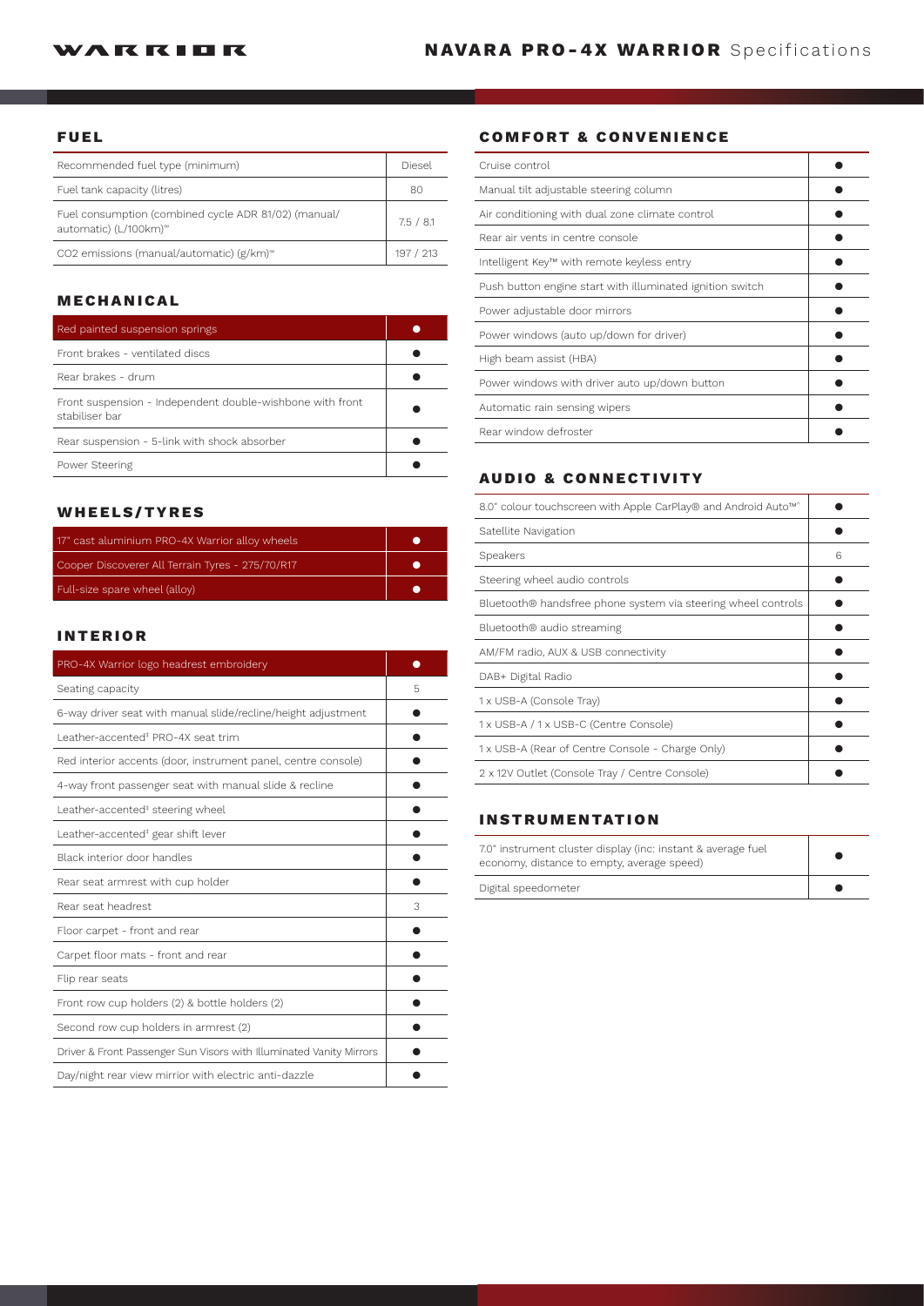# NAVARA PRO-4X WARRIOR Specifications

## FUEL

| | |
|---|---|
| Recommended fuel type (minimum) | Diesel |
| Fuel tank capacity (litres) | 80 |
| Fuel consumption (combined cycle ADR 81/02) (manual/ automatic) (L/100km)∞ | 7.5 / 8.1 |
| CO2 emissions (manual/automatic) (g/km)∞ | 197 / 213 |

## MECHANICAL

| | |
|---|---|
| Red painted suspension springs | ● |
| Front brakes - ventilated discs | ● |
| Rear brakes - drum | ● |
| Front suspension - Independent double-wishbone with front stabiliser bar | ● |
| Rear suspension - 5-link with shock absorber | ● |
| Power Steering | ● |

## WHEELS/TYRES

| | |
|---|---|
| 17" cast aluminium PRO-4X Warrior alloy wheels | ● |
| Cooper Discoverer All Terrain Tyres - 275/70/R17 | ● |
| Full-size spare wheel (alloy) | ● |

## INTERIOR

| | |
|---|---|
| PRO-4X Warrior logo headrest embroidery | ● |
| Seating capacity | 5 |
| 6-way driver seat with manual slide/recline/height adjustment | ● |
| Leather-accented‡ PRO-4X seat trim | ● |
| Red interior accents (door, instrument panel, centre console) | ● |
| 4-way front passenger seat with manual slide & recline | ● |
| Leather-accented‡ steering wheel | ● |
| Leather-accented‡ gear shift lever | ● |
| Black interior door handles | ● |
| Rear seat armrest with cup holder | ● |
| Rear seat headrest | 3 |
| Floor carpet - front and rear | ● |
| Carpet floor mats - front and rear | ● |
| Flip rear seats | ● |
| Front row cup holders (2) & bottle holders (2) | ● |
| Second row cup holders in armrest (2) | ● |
| Driver & Front Passenger Sun Visors with Illuminated Vanity Mirrors | ● |
| Day/night rear view mirrior with electric anti-dazzle | ● |

## COMFORT & CONVENIENCE

| | |
|---|---|
| Cruise control | ● |
| Manual tilt adjustable steering column | ● |
| Air conditioning with dual zone climate control | ● |
| Rear air vents in centre console | ● |
| Intelligent Key™ with remote keyless entry | ● |
| Push button engine start with illuminated ignition switch | ● |
| Power adjustable door mirrors | ● |
| Power windows (auto up/down for driver) | ● |
| High beam assist (HBA) | ● |
| Power windows with driver auto up/down button | ● |
| Automatic rain sensing wipers | ● |
| Rear window defroster | ● |

## AUDIO & CONNECTIVITY

| | |
|---|---|
| 8.0" colour touchscreen with Apple CarPlay® and Android Auto™^ | ● |
| Satellite Navigation | ● |
| Speakers | 6 |
| Steering wheel audio controls | ● |
| Bluetooth® handsfree phone system via steering wheel controls | ● |
| Bluetooth® audio streaming | ● |
| AM/FM radio, AUX & USB connectivity | ● |
| DAB+ Digital Radio | ● |
| 1 x USB-A (Console Tray) | ● |
| 1 x USB-A / 1 x USB-C (Centre Console) | ● |
| 1 x USB-A (Rear of Centre Console - Charge Only) | ● |
| 2 x 12V Outlet (Console Tray / Centre Console) | ● |

## INSTRUMENTATION

| | |
|---|---|
| 7.0" instrument cluster display (inc: instant & average fuel economy, distance to empty, average speed) | ● |
| Digital speedometer | ● |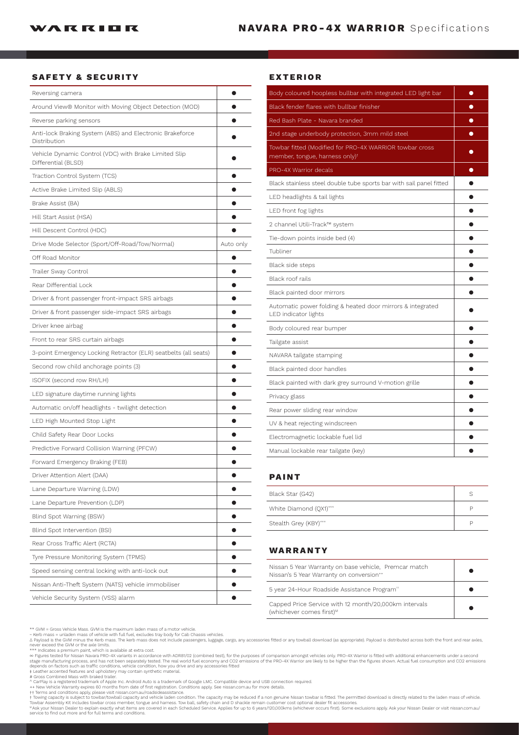# NAVARA PRO-4X WARRIOR Specifications

## SAFETY & SECURITY

| | |
|---|---|
| Reversing camera | ● |
| Around View® Monitor with Moving Object Detection (MOD) | ● |
| Reverse parking sensors | ● |
| Anti-lock Braking System (ABS) and Electronic Brakeforce Distribution | ● |
| Vehicle Dynamic Control (VDC) with Brake Limited Slip Differential (BLSD) | ● |
| Traction Control System (TCS) | ● |
| Active Brake Limited Slip (ABLS) | ● |
| Brake Assist (BA) | ● |
| Hill Start Assist (HSA) | ● |
| Hill Descent Control (HDC) | ● |
| Drive Mode Selector (Sport/Off-Road/Tow/Normal) | Auto only |
| Off Road Monitor | ● |
| Trailer Sway Control | ● |
| Rear Differential Lock | ● |
| Driver & front passenger front-impact SRS airbags | ● |
| Driver & front passenger side-impact SRS airbags | ● |
| Driver knee airbag | ● |
| Front to rear SRS curtain airbags | ● |
| 3-point Emergency Locking Retractor (ELR) seatbelts (all seats) | ● |
| Second row child anchorage points (3) | ● |
| ISOFIX (second row RH/LH) | ● |
| LED signature daytime running lights | ● |
| Automatic on/off headlights - twilight detection | ● |
| LED High Mounted Stop Light | ● |
| Child Safety Rear Door Locks | ● |
| Predictive Forward Collision Warning (PFCW) | ● |
| Forward Emergency Braking (FEB) | ● |
| Driver Attention Alert (DAA) | ● |
| Lane Departure Warning (LDW) | ● |
| Lane Departure Prevention (LDP) | ● |
| Blind Spot Warning (BSW) | ● |
| Blind Spot Intervention (BSI) | ● |
| Rear Cross Traffic Alert (RCTA) | ● |
| Tyre Pressure Monitoring System (TPMS) | ● |
| Speed sensing central locking with anti-lock out | ● |
| Nissan Anti-Theft System (NATS) vehicle immobiliser | ● |
| Vehicle Security System (VSS) alarm | ● |

## EXTERIOR

| | |
|---|---|
| Body coloured hoopless bullbar with integrated LED light bar | ● |
| Black fender flares with bullbar finisher | ● |
| Red Bash Plate - Navara branded | ● |
| 2nd stage underbody protection, 3mm mild steel | ● |
| Towbar fitted (Modified for PRO-4X WARRIOR towbar cross member, tongue, harness only)† | ● |
| PRO-4X Warrior decals | ● |
| Black stainless steel double tube sports bar with sail panel fitted | ● |
| LED headlights & tail lights | ● |
| LED front fog lights | ● |
| 2 channel Utili-Track™ system | ● |
| Tie-down points inside bed (4) | ● |
| Tubliner | ● |
| Black side steps | ● |
| Black roof rails | ● |
| Black painted door mirrors | ● |
| Automatic power folding & heated door mirrors & integrated LED indicator lights | ● |
| Body coloured rear bumper | ● |
| Tailgate assist | ● |
| NAVARA tailgate stamping | ● |
| Black painted door handles | ● |
| Black painted with dark grey surround V-motion grille | ● |
| Privacy glass | ● |
| Rear power sliding rear window | ● |
| UV & heat rejecting windscreen | ● |
| Electromagnetic lockable fuel lid | ● |
| Manual lockable rear tailgate (key) | ● |

## PAINT

| | |
|---|---|
| Black Star (G42) | S |
| White Diamond (QX1)*** | P |
| Stealth Grey (KBY)*** | P |

## WARRANTY

| | |
|---|---|
| Nissan 5 Year Warranty on base vehicle, Premcar match Nissan's 5 Year Warranty on conversion++ | ● |
| 5 year 24-Hour Roadside Assistance Program†† | ● |
| Capped Price Service with 12 month/20,000km intervals (whichever comes first)M | ● |

** GVM = Gross Vehicle Mass. GVM is the maximum laden mass of a motor vehicle.
~ Kerb mass = unladen mass of vehicle with full fuel, excludes tray body for Cab Chassis vehicles.
Δ Payload is the GVM minus the Kerb mass. The kerb mass does not include passengers, luggage, cargo, any accessories fitted or any towball download (as appropriate). Payload is distributed across both the front and rear axles, never exceed the GVM or the axle limits.
*** Indicates a premium paint, which is available at extra cost.
∞ Figures tested for Nissan Navara PRO-4X variants in accordance with ADR81/02 (combined test), for the purposes of comparison amongst vehicles only. PRO-4X Warrior is fitted with additional enhancements under a second stage manufacturing process, and has not been separately tested. The real world fuel economy and CO2 emissions of the PRO-4X Warrior are likely to be higher than the figures shown. Actual fuel consumption and CO2 emissions depends on factors such as traffic conditions, vehicle condition, how you drive and any accessories fitted
‡ Leather accented features and upholstery may contain synthetic material.
# Gross Combined Mass with braked trailer.
^ CarPlay is a registered trademark of Apple Inc. Android Auto is a trademark of Google LMC. Compatible device and USB connection required.
++ New Vehicle Warranty expires 60 months from date of first registration. Conditions apply. See nissan.com.au for more details.
†† Terms and conditions apply, please visit nissan.com.au/roadsideassistance.
† Towing capacity is subject to towbar/towball capacity and vehicle laden condition. The capacity may be reduced if a non genuine Nissan towbar is fitted. The permitted download is directly related to the laden mass of vehicle. Towbar Assembly Kit includes towbar cross member, tongue and harness. Tow ball, safety chain and D shackle remain customer cost optional dealer fit accessories.
M Ask your Nissan Dealer to explain exactly what items are covered in each Scheduled Service. Applies for up to 6 years/120,000kms (whichever occurs first). Some exclusions apply. Ask your Nissan Dealer or visit nissan.com.au/service to find out more and for full terms and conditions.